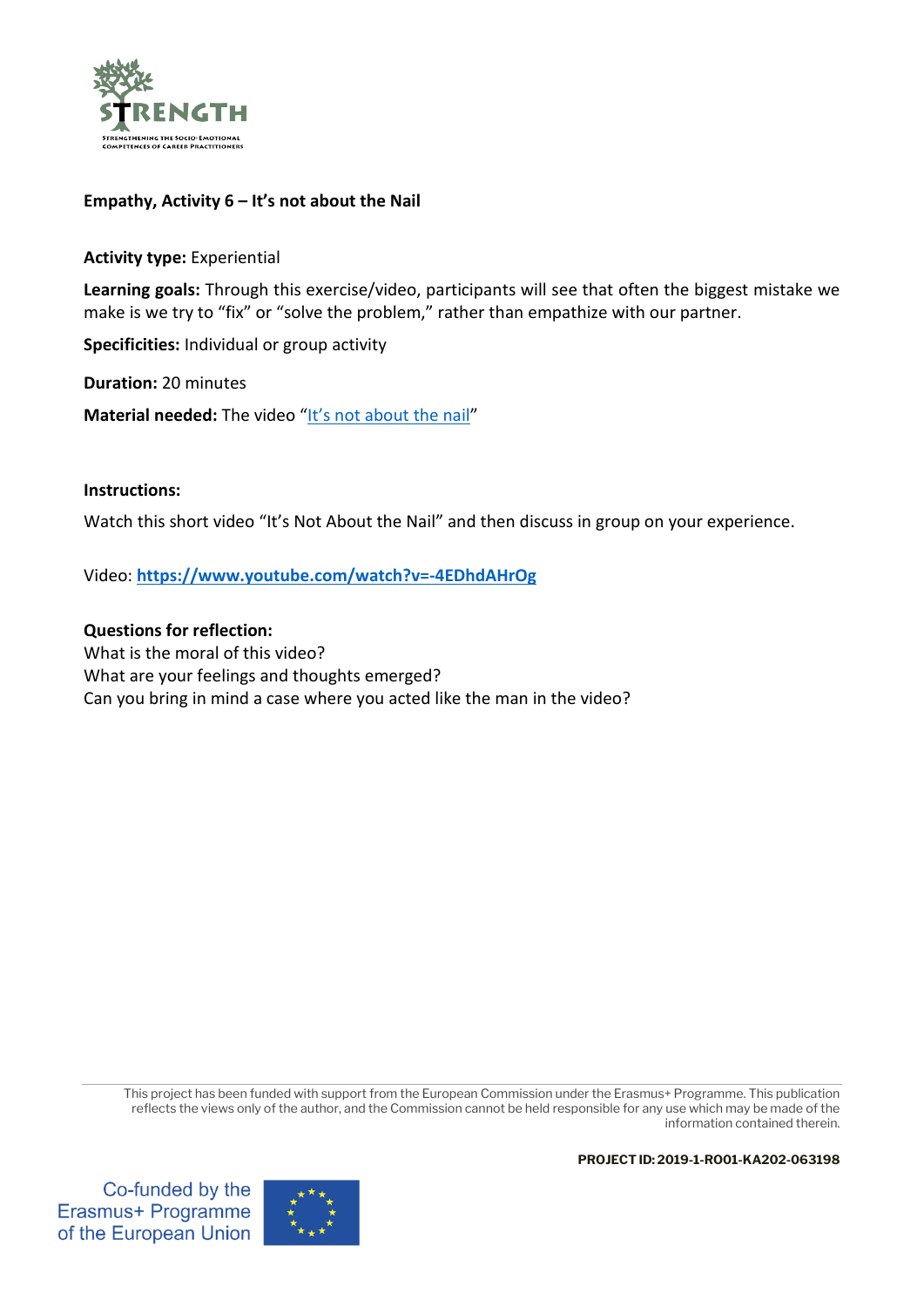**Empathy, Activity 6 – It's not about the Nail**

**Activity type:** Experiential

**Learning goals:** Through this exercise/video, participants will see that often the biggest mistake we make is we try to "fix" or "solve the problem," rather than empathize with our partner.

**Specificities:** Individual or group activity

**Duration:** 20 minutes

**Material needed:** The video "It's not about the nail"

**Instructions:**

Watch this short video "It's Not About the Nail" and then discuss in group on your experience.

Video: **https://www.youtube.com/watch?v=-4EDhdAHrOg**

**Questions for reflection:**

What is the moral of this video?

What are your feelings and thoughts emerged?

Can you bring in mind a case where you acted like the man in the video?

This project has been funded with support from the European Commission under the Erasmus+ Programme. This publication reflects the views only of the author, and the Commission cannot be held responsible for any use which may be made of the information contained therein.

**PROJECT ID: 2019-1-RO01-KA202-063198**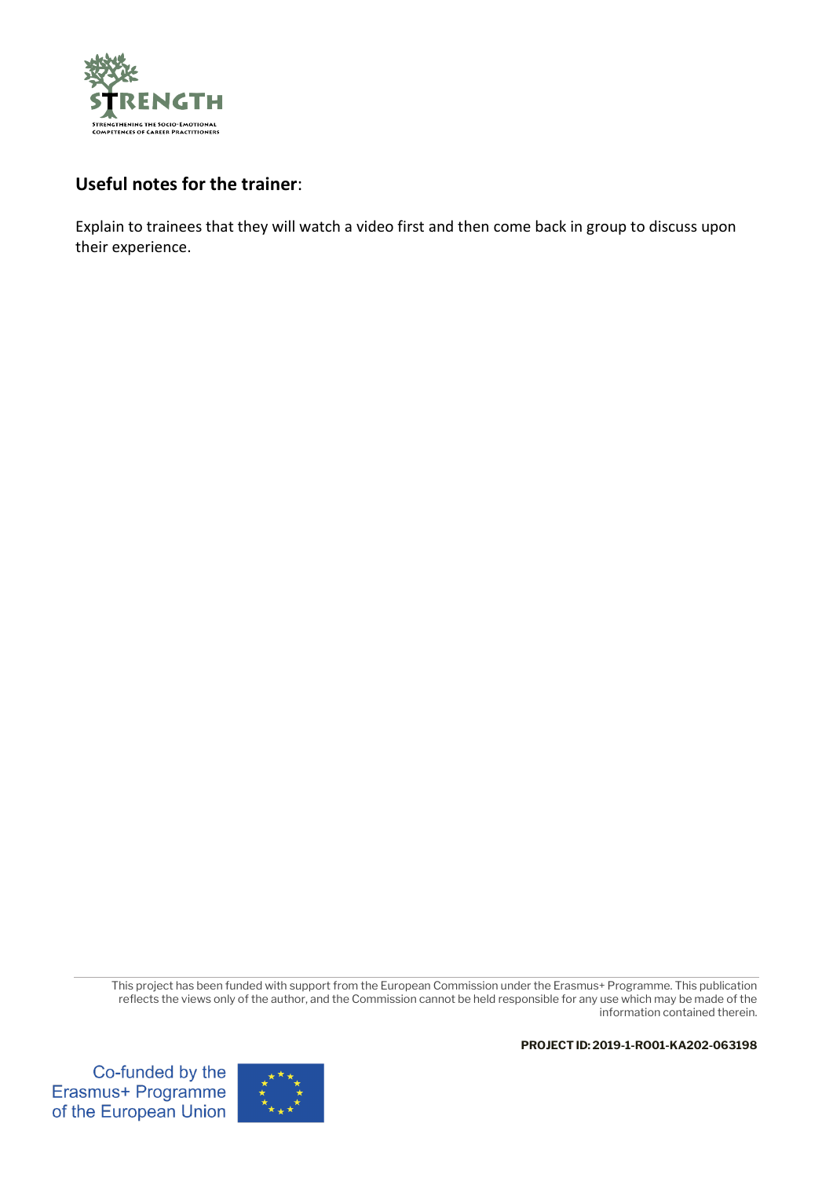**Useful notes for the trainer**:

Explain to trainees that they will watch a video first and then come back in group to discuss upon their experience.